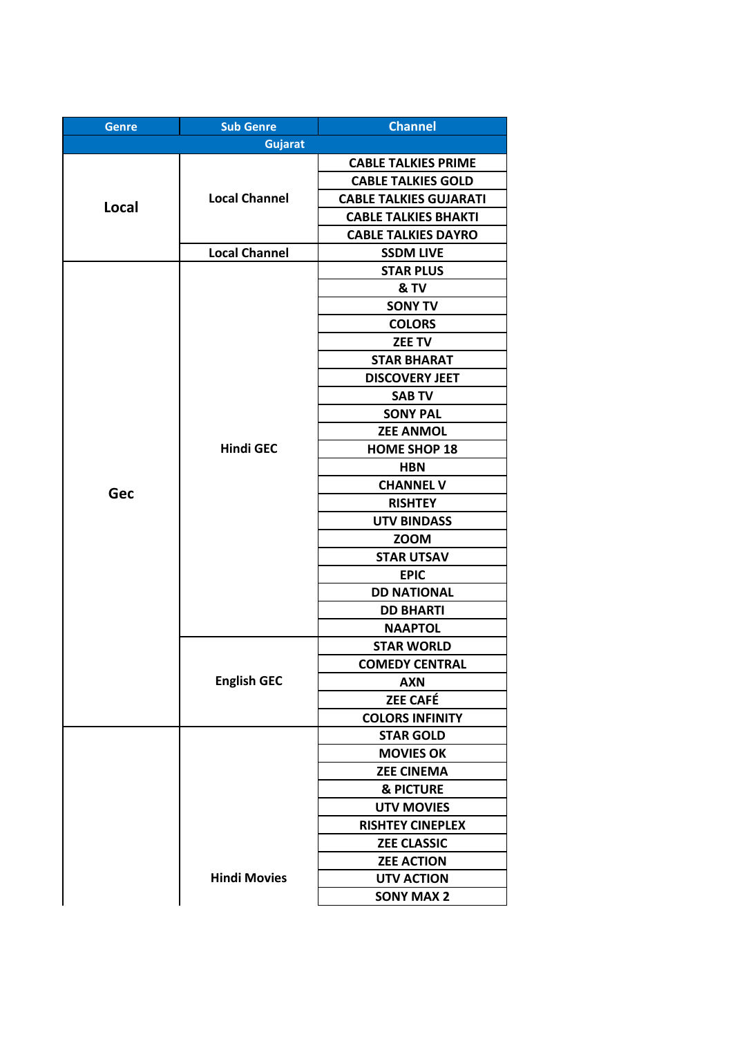| Genre | Sub Genre | Channel |
|---|---|---|
| Gujarat | | |
| Local | Local Channel | CABLE TALKIES PRIME |
| | | CABLE TALKIES GOLD |
| | | CABLE TALKIES GUJARATI |
| | | CABLE TALKIES BHAKTI |
| | | CABLE TALKIES DAYRO |
| | Local Channel | SSDM LIVE |
| Gec | Hindi GEC | STAR PLUS |
| | | & TV |
| | | SONY TV |
| | | COLORS |
| | | ZEE TV |
| | | STAR BHARAT |
| | | DISCOVERY JEET |
| | | SAB TV |
| | | SONY PAL |
| | | ZEE ANMOL |
| | | HOME SHOP 18 |
| | | HBN |
| | | CHANNEL V |
| | | RISHTEY |
| | | UTV BINDASS |
| | | ZOOM |
| | | STAR UTSAV |
| | | EPIC |
| | | DD NATIONAL |
| | | DD BHARTI |
| | | NAAPTOL |
| | English GEC | STAR WORLD |
| | | COMEDY CENTRAL |
| | | AXN |
| | | ZEE CAFÉ |
| | | COLORS INFINITY |
| | Hindi Movies | STAR GOLD |
| | | MOVIES OK |
| | | ZEE CINEMA |
| | | & PICTURE |
| | | UTV MOVIES |
| | | RISHTEY CINEPLEX |
| | | ZEE CLASSIC |
| | | ZEE ACTION |
| | | UTV ACTION |
| | | SONY MAX 2 |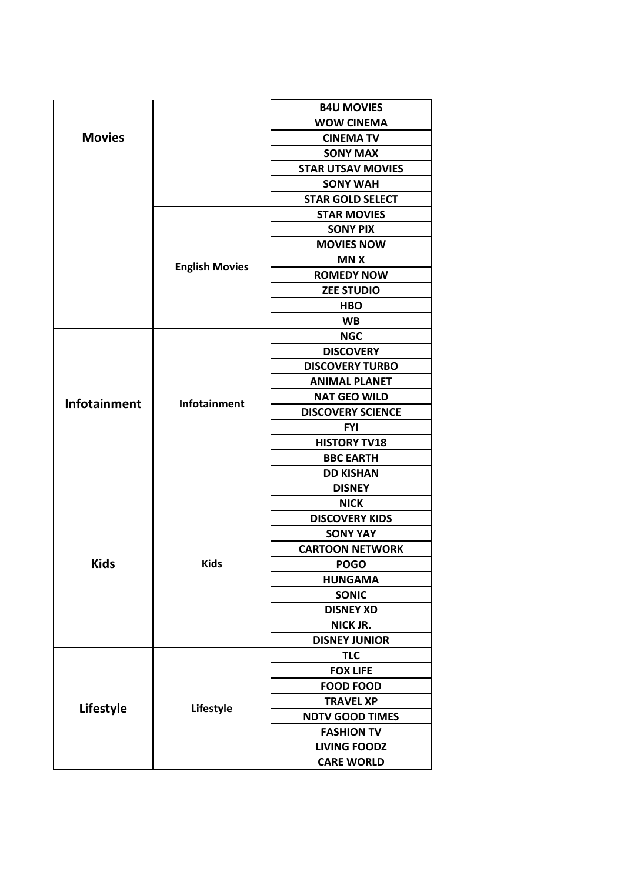| | | |
|---|---|---|
| **Movies** | | **B4U MOVIES** |
| | | **WOW CINEMA** |
| | | **CINEMA TV** |
| | | **SONY MAX** |
| | | **STAR UTSAV MOVIES** |
| | | **SONY WAH** |
| | | **STAR GOLD SELECT** |
| | **English Movies** | **STAR MOVIES** |
| | | **SONY PIX** |
| | | **MOVIES NOW** |
| | | **MN X** |
| | | **ROMEDY NOW** |
| | | **ZEE STUDIO** |
| | | **HBO** |
| | | **WB** |
| **Infotainment** | **Infotainment** | **NGC** |
| | | **DISCOVERY** |
| | | **DISCOVERY TURBO** |
| | | **ANIMAL PLANET** |
| | | **NAT GEO WILD** |
| | | **DISCOVERY SCIENCE** |
| | | **FYI** |
| | | **HISTORY TV18** |
| | | **BBC EARTH** |
| | | **DD KISHAN** |
| **Kids** | **Kids** | **DISNEY** |
| | | **NICK** |
| | | **DISCOVERY KIDS** |
| | | **SONY YAY** |
| | | **CARTOON NETWORK** |
| | | **POGO** |
| | | **HUNGAMA** |
| | | **SONIC** |
| | | **DISNEY XD** |
| | | **NICK JR.** |
| | | **DISNEY JUNIOR** |
| **Lifestyle** | **Lifestyle** | **TLC** |
| | | **FOX LIFE** |
| | | **FOOD FOOD** |
| | | **TRAVEL XP** |
| | | **NDTV GOOD TIMES** |
| | | **FASHION TV** |
| | | **LIVING FOODZ** |
| | | **CARE WORLD** |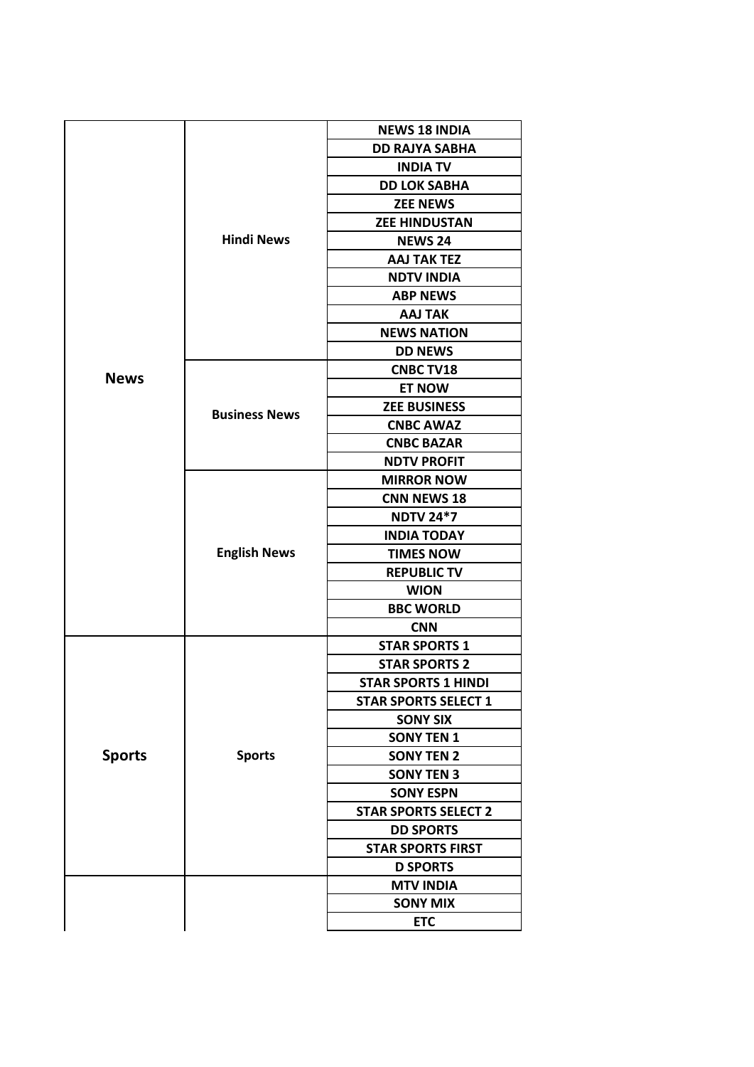| | | |
|---|---|---|
| **News** | **Hindi News** | **NEWS 18 INDIA** |
| | | **DD RAJYA SABHA** |
| | | **INDIA TV** |
| | | **DD LOK SABHA** |
| | | **ZEE NEWS** |
| | | **ZEE HINDUSTAN** |
| | | **NEWS 24** |
| | | **AAJ TAK TEZ** |
| | | **NDTV INDIA** |
| | | **ABP NEWS** |
| | | **AAJ TAK** |
| | | **NEWS NATION** |
| | | **DD NEWS** |
| | **Business News** | **CNBC TV18** |
| | | **ET NOW** |
| | | **ZEE BUSINESS** |
| | | **CNBC AWAZ** |
| | | **CNBC BAZAR** |
| | | **NDTV PROFIT** |
| | **English News** | **MIRROR NOW** |
| | | **CNN NEWS 18** |
| | | **NDTV 24*7** |
| | | **INDIA TODAY** |
| | | **TIMES NOW** |
| | | **REPUBLIC TV** |
| | | **WION** |
| | | **BBC WORLD** |
| | | **CNN** |
| **Sports** | **Sports** | **STAR SPORTS 1** |
| | | **STAR SPORTS 2** |
| | | **STAR SPORTS 1 HINDI** |
| | | **STAR SPORTS SELECT 1** |
| | | **SONY SIX** |
| | | **SONY TEN 1** |
| | | **SONY TEN 2** |
| | | **SONY TEN 3** |
| | | **SONY ESPN** |
| | | **STAR SPORTS SELECT 2** |
| | | **DD SPORTS** |
| | | **STAR SPORTS FIRST** |
| | | **D SPORTS** |
| | | **MTV INDIA** |
| | | **SONY MIX** |
| | | **ETC** |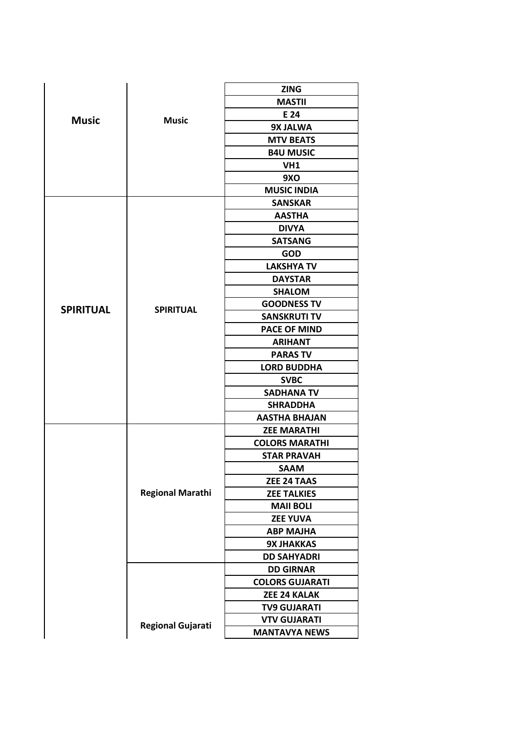| | | |
|---|---|---|
| **Music** | **Music** | **ZING** |
| | | **MASTII** |
| | | **E 24** |
| | | **9X JALWA** |
| | | **MTV BEATS** |
| | | **B4U MUSIC** |
| | | **VH1** |
| | | **9XO** |
| | | **MUSIC INDIA** |
| **SPIRITUAL** | **SPIRITUAL** | **SANSKAR** |
| | | **AASTHA** |
| | | **DIVYA** |
| | | **SATSANG** |
| | | **GOD** |
| | | **LAKSHYA TV** |
| | | **DAYSTAR** |
| | | **SHALOM** |
| | | **GOODNESS TV** |
| | | **SANSKRUTI TV** |
| | | **PACE OF MIND** |
| | | **ARIHANT** |
| | | **PARAS TV** |
| | | **LORD BUDDHA** |
| | | **SVBC** |
| | | **SADHANA TV** |
| | | **SHRADDHA** |
| | | **AASTHA BHAJAN** |
| | **Regional Marathi** | **ZEE MARATHI** |
| | | **COLORS MARATHI** |
| | | **STAR PRAVAH** |
| | | **SAAM** |
| | | **ZEE 24 TAAS** |
| | | **ZEE TALKIES** |
| | | **MAII BOLI** |
| | | **ZEE YUVA** |
| | | **ABP MAJHA** |
| | | **9X JHAKKAS** |
| | | **DD SAHYADRI** |
| | **Regional Gujarati** | **DD GIRNAR** |
| | | **COLORS GUJARATI** |
| | | **ZEE 24 KALAK** |
| | | **TV9 GUJARATI** |
| | | **VTV GUJARATI** |
| | | **MANTAVYA NEWS** |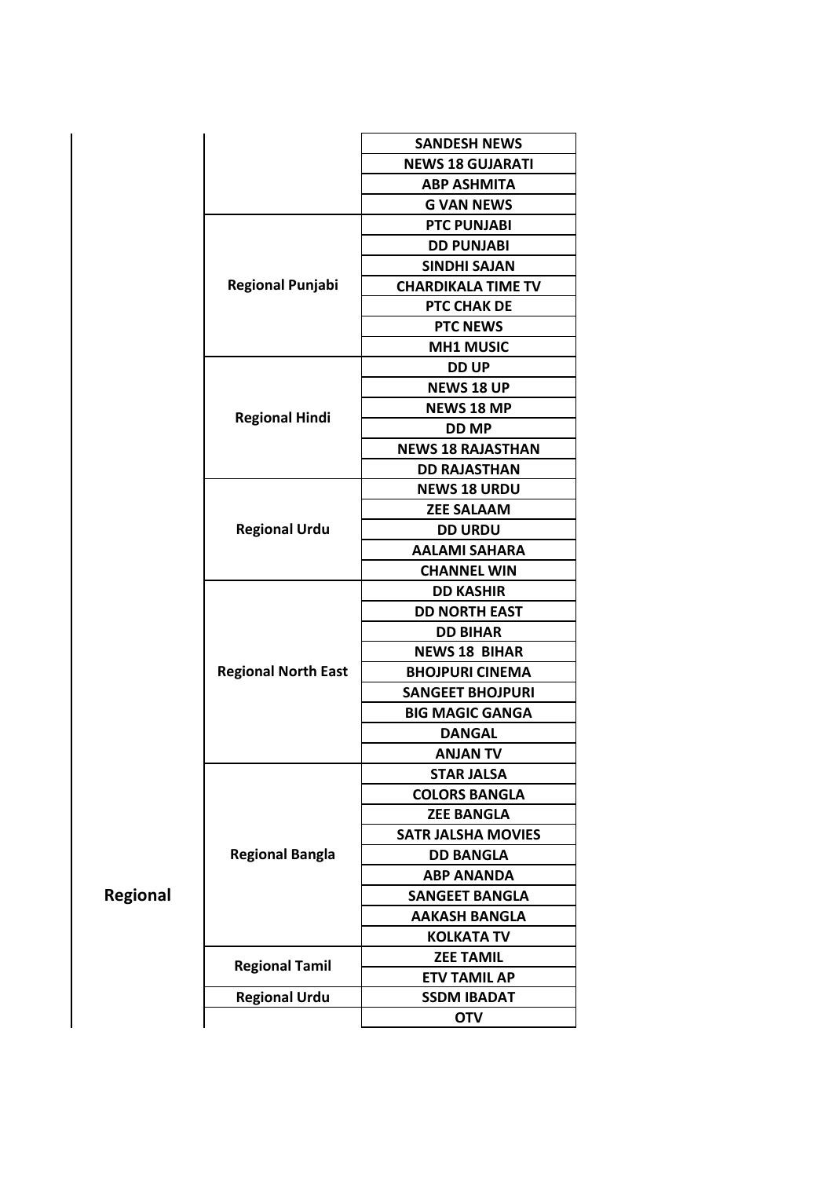|  |  |  |
|---|---|---|
| Regional |  | SANDESH NEWS |
|  |  | NEWS 18 GUJARATI |
|  |  | ABP ASHMITA |
|  |  | G VAN NEWS |
|  | Regional Punjabi | PTC PUNJABI |
|  |  | DD PUNJABI |
|  |  | SINDHI SAJAN |
|  |  | CHARDIKALA TIME TV |
|  |  | PTC CHAK DE |
|  |  | PTC NEWS |
|  |  | MH1 MUSIC |
|  | Regional Hindi | DD UP |
|  |  | NEWS 18 UP |
|  |  | NEWS 18 MP |
|  |  | DD MP |
|  |  | NEWS 18 RAJASTHAN |
|  |  | DD RAJASTHAN |
|  | Regional Urdu | NEWS 18 URDU |
|  |  | ZEE SALAAM |
|  |  | DD URDU |
|  |  | AALAMI SAHARA |
|  |  | CHANNEL WIN |
|  | Regional North East | DD KASHIR |
|  |  | DD NORTH EAST |
|  |  | DD BIHAR |
|  |  | NEWS 18 BIHAR |
|  |  | BHOJPURI CINEMA |
|  |  | SANGEET BHOJPURI |
|  |  | BIG MAGIC GANGA |
|  |  | DANGAL |
|  |  | ANJAN TV |
|  | Regional Bangla | STAR JALSA |
|  |  | COLORS BANGLA |
|  |  | ZEE BANGLA |
|  |  | SATR JALSHA MOVIES |
|  |  | DD BANGLA |
|  |  | ABP ANANDA |
|  |  | SANGEET BANGLA |
|  |  | AAKASH BANGLA |
|  |  | KOLKATA TV |
|  | Regional Tamil | ZEE TAMIL |
|  |  | ETV TAMIL AP |
|  | Regional Urdu | SSDM IBADAT |
|  |  | OTV |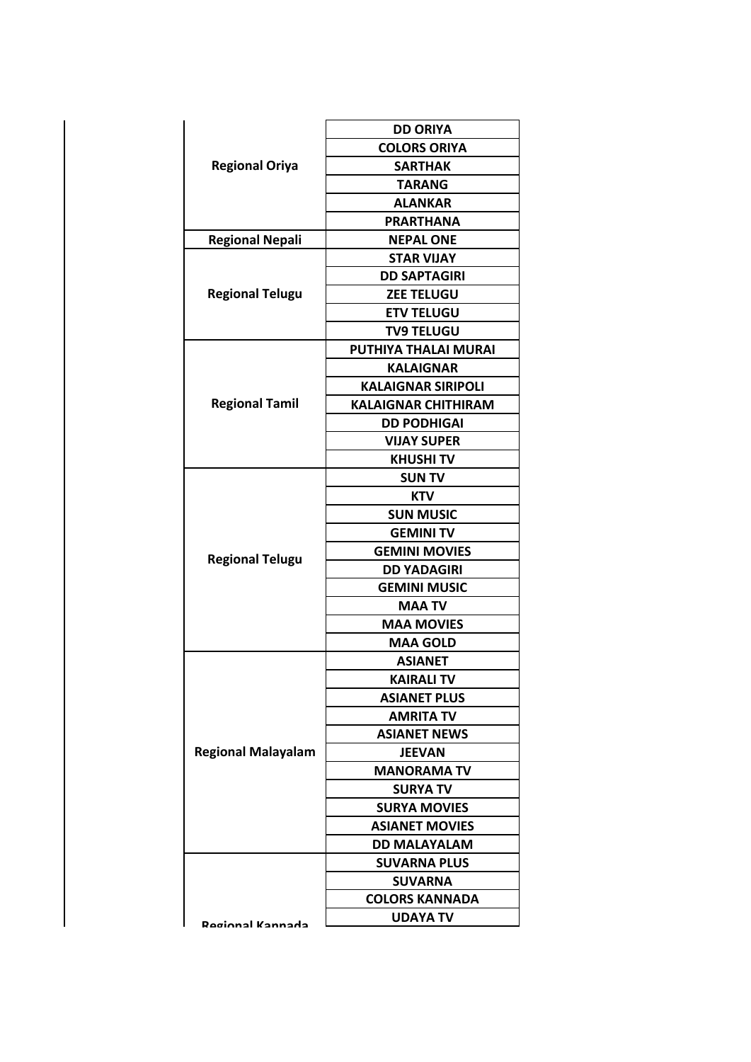| | |
|---|---|
| **Regional Oriya** | **DD ORIYA** |
| | **COLORS ORIYA** |
| | **SARTHAK** |
| | **TARANG** |
| | **ALANKAR** |
| | **PRARTHANA** |
| **Regional Nepali** | **NEPAL ONE** |
| **Regional Telugu** | **STAR VIJAY** |
| | **DD SAPTAGIRI** |
| | **ZEE TELUGU** |
| | **ETV TELUGU** |
| | **TV9 TELUGU** |
| **Regional Tamil** | **PUTHIYA THALAI MURAI** |
| | **KALAIGNAR** |
| | **KALAIGNAR SIRIPOLI** |
| | **KALAIGNAR CHITHIRAM** |
| | **DD PODHIGAI** |
| | **VIJAY SUPER** |
| | **KHUSHI TV** |
| **Regional Telugu** | **SUN TV** |
| | **KTV** |
| | **SUN MUSIC** |
| | **GEMINI TV** |
| | **GEMINI MOVIES** |
| | **DD YADAGIRI** |
| | **GEMINI MUSIC** |
| | **MAA TV** |
| | **MAA MOVIES** |
| | **MAA GOLD** |
| **Regional Malayalam** | **ASIANET** |
| | **KAIRALI TV** |
| | **ASIANET PLUS** |
| | **AMRITA TV** |
| | **ASIANET NEWS** |
| | **JEEVAN** |
| | **MANORAMA TV** |
| | **SURYA TV** |
| | **SURYA MOVIES** |
| | **ASIANET MOVIES** |
| | **DD MALAYALAM** |
| **Regional Kannada** | **SUVARNA PLUS** |
| | **SUVARNA** |
| | **COLORS KANNADA** |
| | **UDAYA TV** |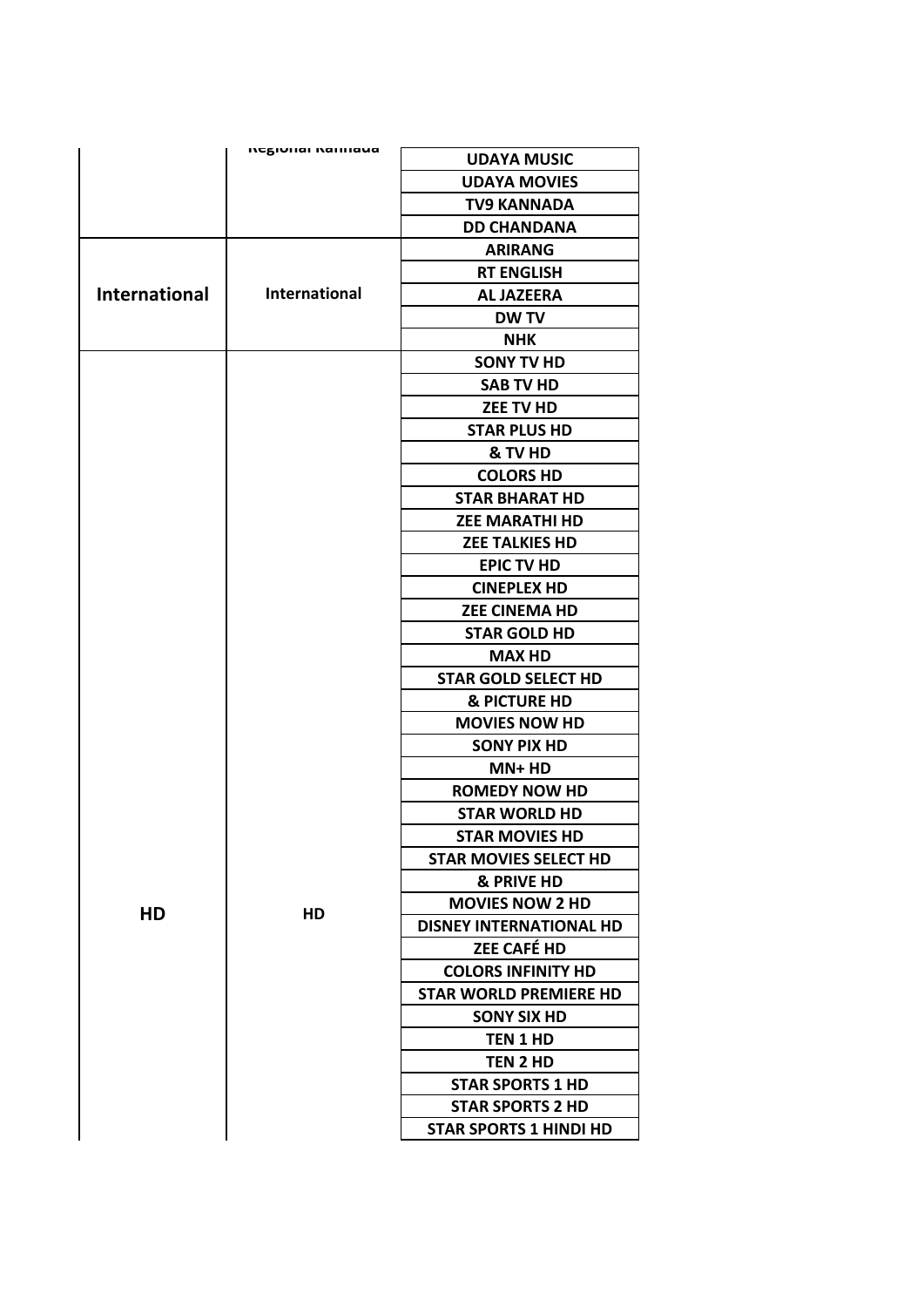| | Regional Kannada | UDAYA MUSIC |
|---|---|---|
| | | UDAYA MOVIES |
| | | TV9 KANNADA |
| | | DD CHANDANA |
| **International** | **International** | **ARIRANG** |
| | | **RT ENGLISH** |
| | | **AL JAZEERA** |
| | | **DW TV** |
| | | **NHK** |
| **HD** | **HD** | **SONY TV HD** |
| | | **SAB TV HD** |
| | | **ZEE TV HD** |
| | | **STAR PLUS HD** |
| | | **& TV HD** |
| | | **COLORS HD** |
| | | **STAR BHARAT HD** |
| | | **ZEE MARATHI HD** |
| | | **ZEE TALKIES HD** |
| | | **EPIC TV HD** |
| | | **CINEPLEX HD** |
| | | **ZEE CINEMA HD** |
| | | **STAR GOLD HD** |
| | | **MAX HD** |
| | | **STAR GOLD SELECT HD** |
| | | **& PICTURE HD** |
| | | **MOVIES NOW HD** |
| | | **SONY PIX HD** |
| | | **MN+ HD** |
| | | **ROMEDY NOW HD** |
| | | **STAR WORLD HD** |
| | | **STAR MOVIES HD** |
| | | **STAR MOVIES SELECT HD** |
| | | **& PRIVE HD** |
| | | **MOVIES NOW 2 HD** |
| | | **DISNEY INTERNATIONAL HD** |
| | | **ZEE CAFÉ HD** |
| | | **COLORS INFINITY HD** |
| | | **STAR WORLD PREMIERE HD** |
| | | **SONY SIX HD** |
| | | **TEN 1 HD** |
| | | **TEN 2 HD** |
| | | **STAR SPORTS 1 HD** |
| | | **STAR SPORTS 2 HD** |
| | | **STAR SPORTS 1 HINDI HD** |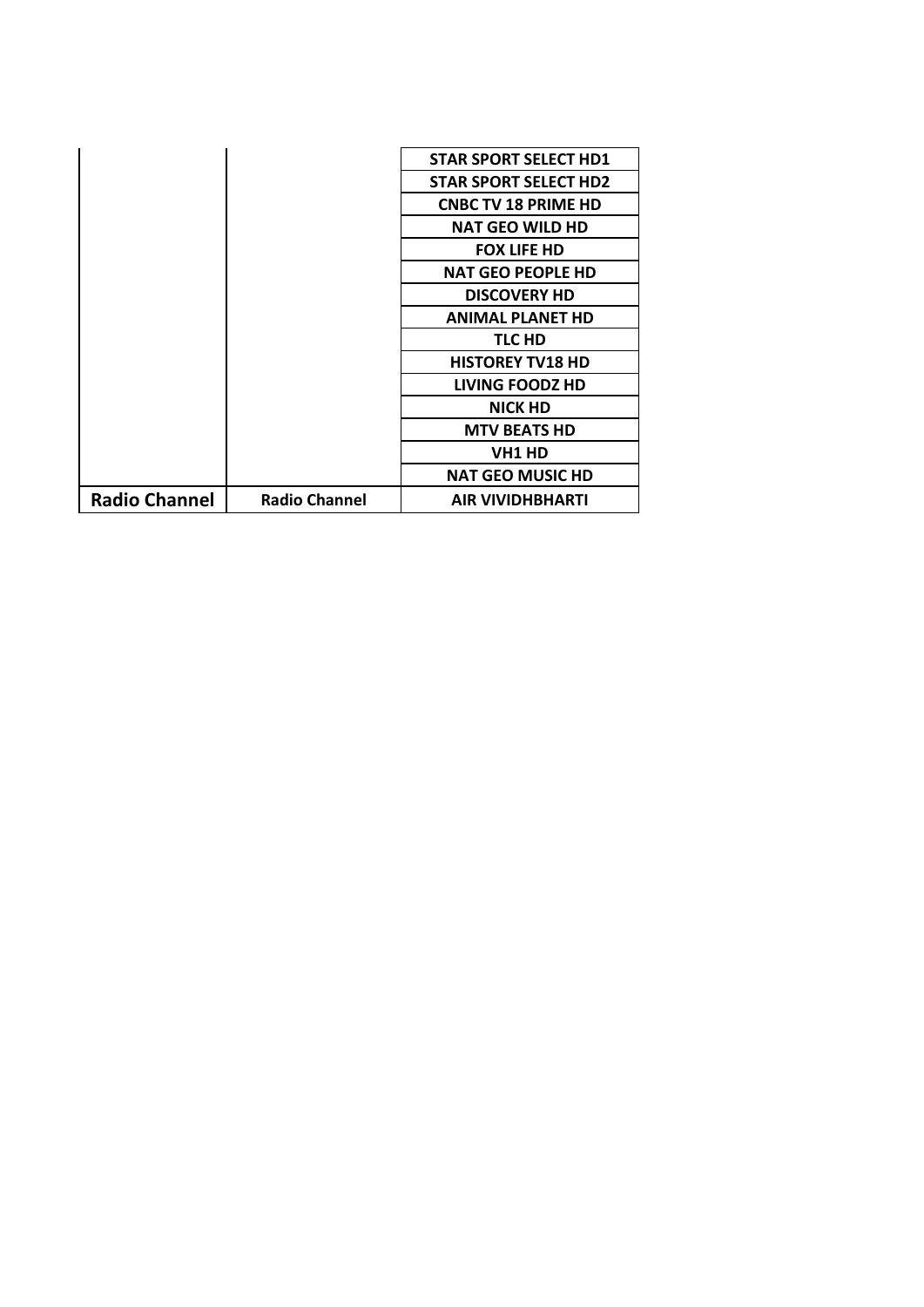| | | |
|---|---|---|
| | | **STAR SPORT SELECT HD1** |
| | | **STAR SPORT SELECT HD2** |
| | | **CNBC TV 18 PRIME HD** |
| | | **NAT GEO WILD HD** |
| | | **FOX LIFE HD** |
| | | **NAT GEO PEOPLE HD** |
| | | **DISCOVERY HD** |
| | | **ANIMAL PLANET HD** |
| | | **TLC HD** |
| | | **HISTOREY TV18 HD** |
| | | **LIVING FOODZ HD** |
| | | **NICK HD** |
| | | **MTV BEATS HD** |
| | | **VH1 HD** |
| | | **NAT GEO MUSIC HD** |
| **Radio Channel** | **Radio Channel** | **AIR VIVIDHBHARTI** |